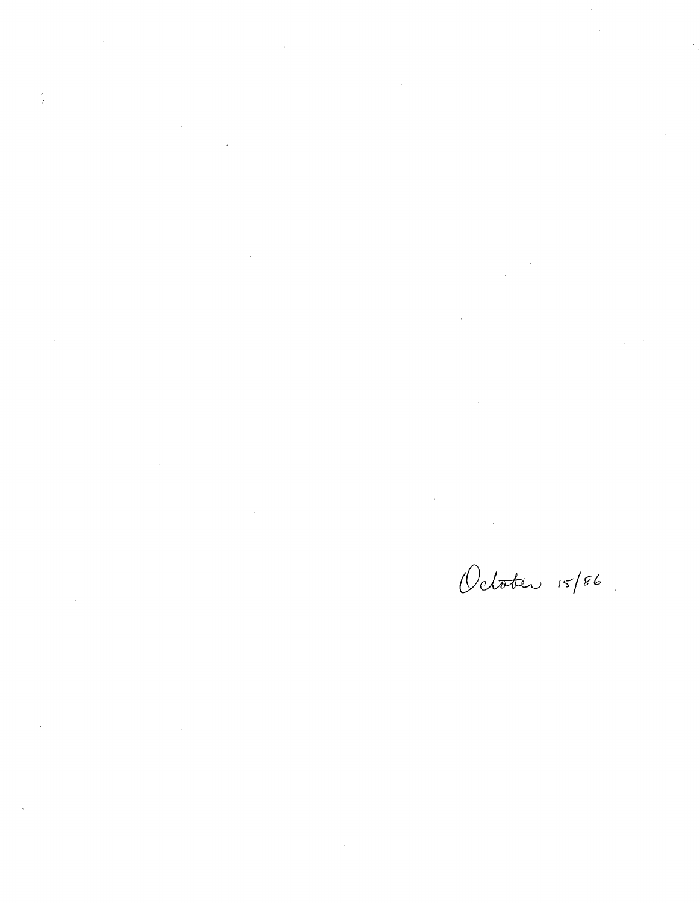October 15/86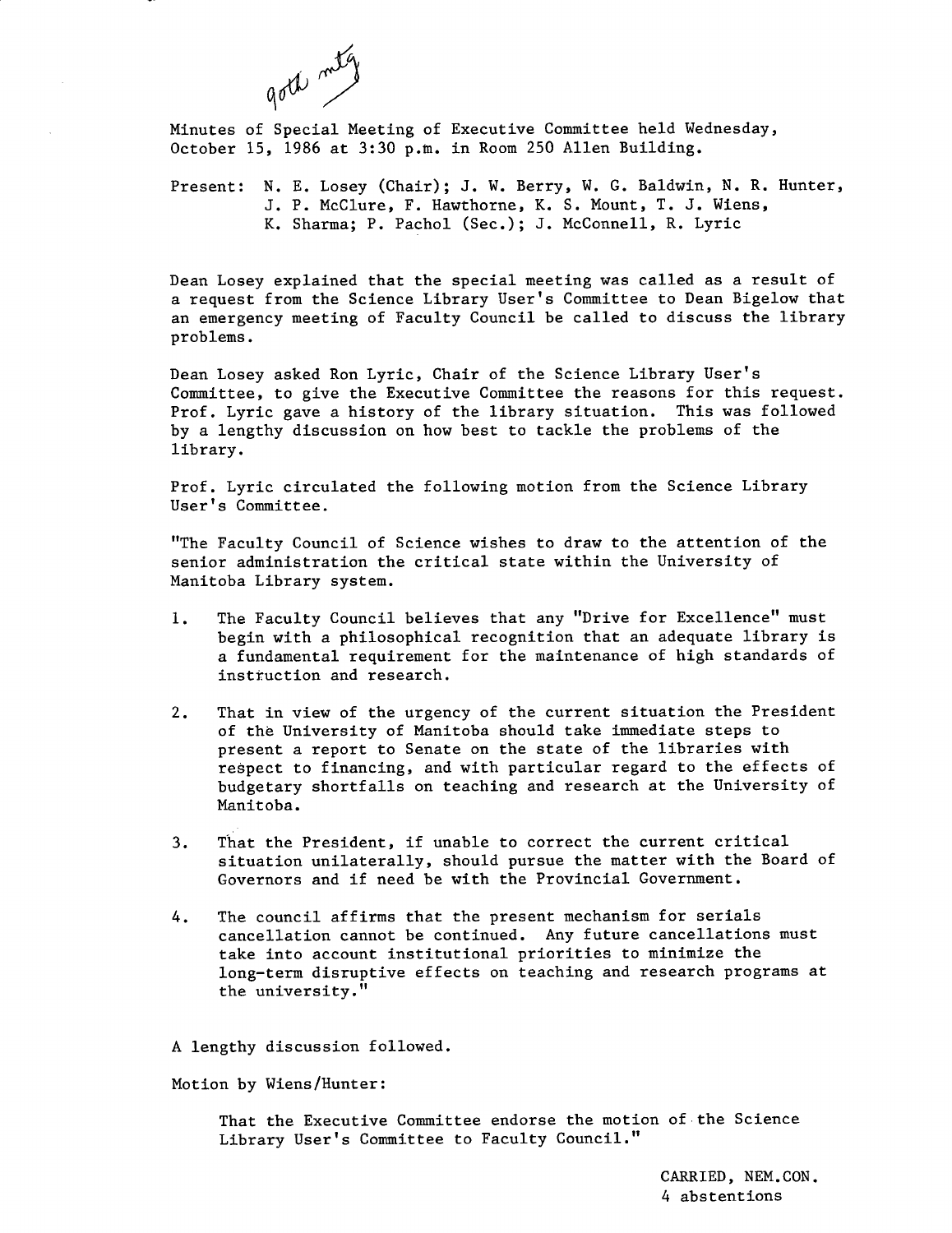90th mtg

Minutes of Special Meeting of Executive Committee held Wednesday, October 15, 1986 at 3:30 p.m. in Room 250 Allen Building.

Present: N. E. Losey (Chair); J. W. Berry, W. G. Baldwin, N. R. Hunter, J. P. McClure, F. Hawthorne, K. S. Mount, T. J. Wiens, K. Sharma; P. Pachol (Sec.); J. McConnell, R. Lyric

Dean Losey explained that the special meeting was called as a result of a request from the Science Library User's Committee to Dean Bigelow that an emergency meeting of Faculty Council be called to discuss the library problems.

Dean Losey asked Ron Lyric, Chair of the Science Library User's Committee, to give the Executive Committee the reasons for this request. Prof. Lyric gave a history of the library situation. This was followed by a lengthy discussion on how best to tackle the problems of the library.

Prof. Lyric circulated the following motion from the Science Library User's Committee.

"The Faculty Council of Science wishes to draw to the attention of the senior administration the critical state within the University of Manitoba Library system.

1. The Faculty Council believes that any "Drive for Excellence" must begin with a philosophical recognition that an adequate library is a fundamental requirement for the maintenance of high standards of instruction and research.

2. That in view of the urgency of the current situation the President of the University of Manitoba should take immediate steps to present a report to Senate on the state of the libraries with respect to financing, and with particular regard to the effects of budgetary shortfalls on teaching and research at the University of Manitoba.

3. That the President, if unable to correct the current critical situation unilaterally, should pursue the matter with the Board of Governors and if need be with the Provincial Government.

4. The council affirms that the present mechanism for serials cancellation cannot be continued. Any future cancellations must take into account institutional priorities to minimize the long-term disruptive effects on teaching and research programs at the university."

A lengthy discussion followed.

Motion by Wiens/Hunter:

> That the Executive Committee endorse the motion of the Science Library User's Committee to Faculty Council."

CARRIED, NEM.CON.
4 abstentions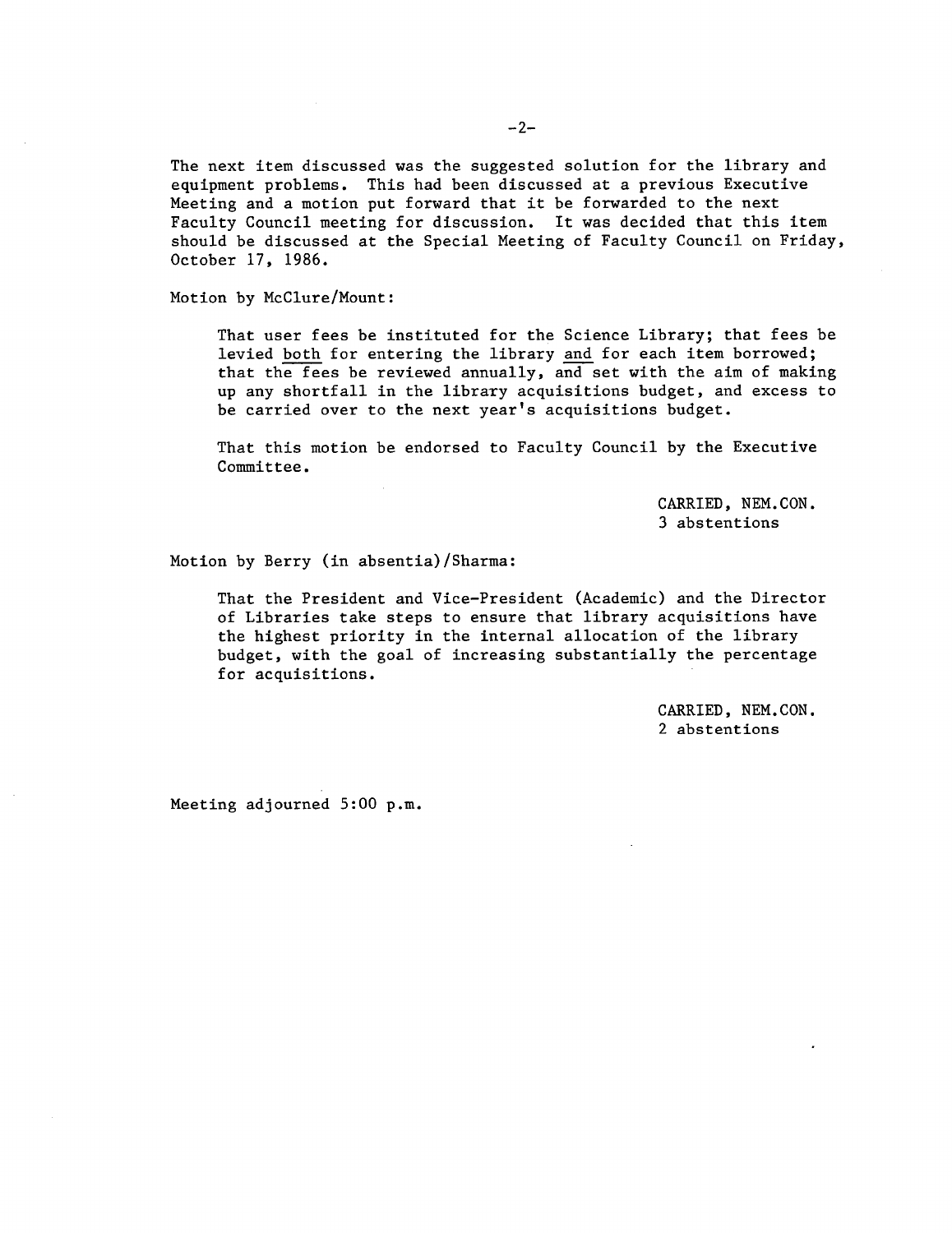The next item discussed was the suggested solution for the library and equipment problems. This had been discussed at a previous Executive Meeting and a motion put forward that it be forwarded to the next Faculty Council meeting for discussion. It was decided that this item should be discussed at the Special Meeting of Faculty Council on Friday, October 17, 1986.

Motion by McClure/Mount:

> That user fees be instituted for the Science Library; that fees be levied <u>both</u> for entering the library <u>and</u> for each item borrowed; that the fees be reviewed annually, and set with the aim of making up any shortfall in the library acquisitions budget, and excess to be carried over to the next year's acquisitions budget.
>
> That this motion be endorsed to Faculty Council by the Executive Committee.

CARRIED, NEM.CON.
3 abstentions

Motion by Berry (in absentia)/Sharma:

> That the President and Vice-President (Academic) and the Director of Libraries take steps to ensure that library acquisitions have the highest priority in the internal allocation of the library budget, with the goal of increasing substantially the percentage for acquisitions.

CARRIED, NEM.CON.
2 abstentions

Meeting adjourned 5:00 p.m.